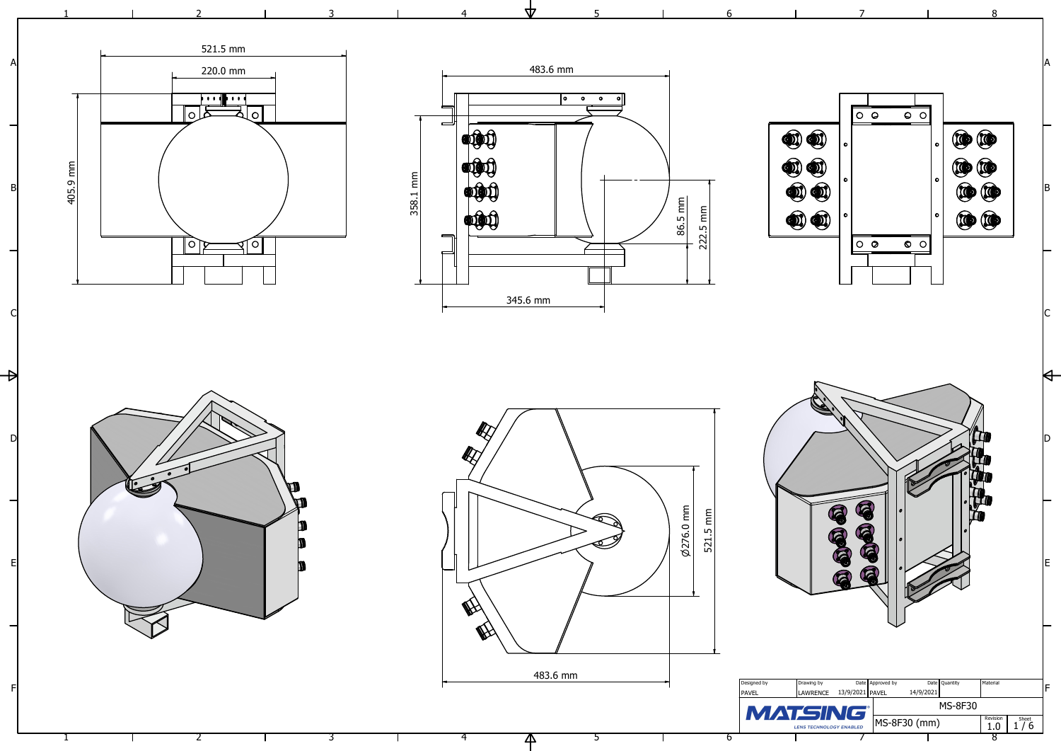521.5 mm

220.0 mm

405.9 mm

483.6 mm

358.1 mm

86.5 mm

222.5 mm

345.6 mm

Ø276.0 mm

521.5 mm

483.6 mm

| Designed by | Drawing by | Date | Approved by | Date | Quantity | Material |
|---|---|---|---|---|---|---|
| PAVEL | LAWRENCE | 13/9/2021 | PAVEL | 14/9/2021 | | |

MATSING — LENS TECHNOLOGY ENABLED

MS-8F30

MS-8F30 (mm)

Revision 1.0

Sheet 1 / 6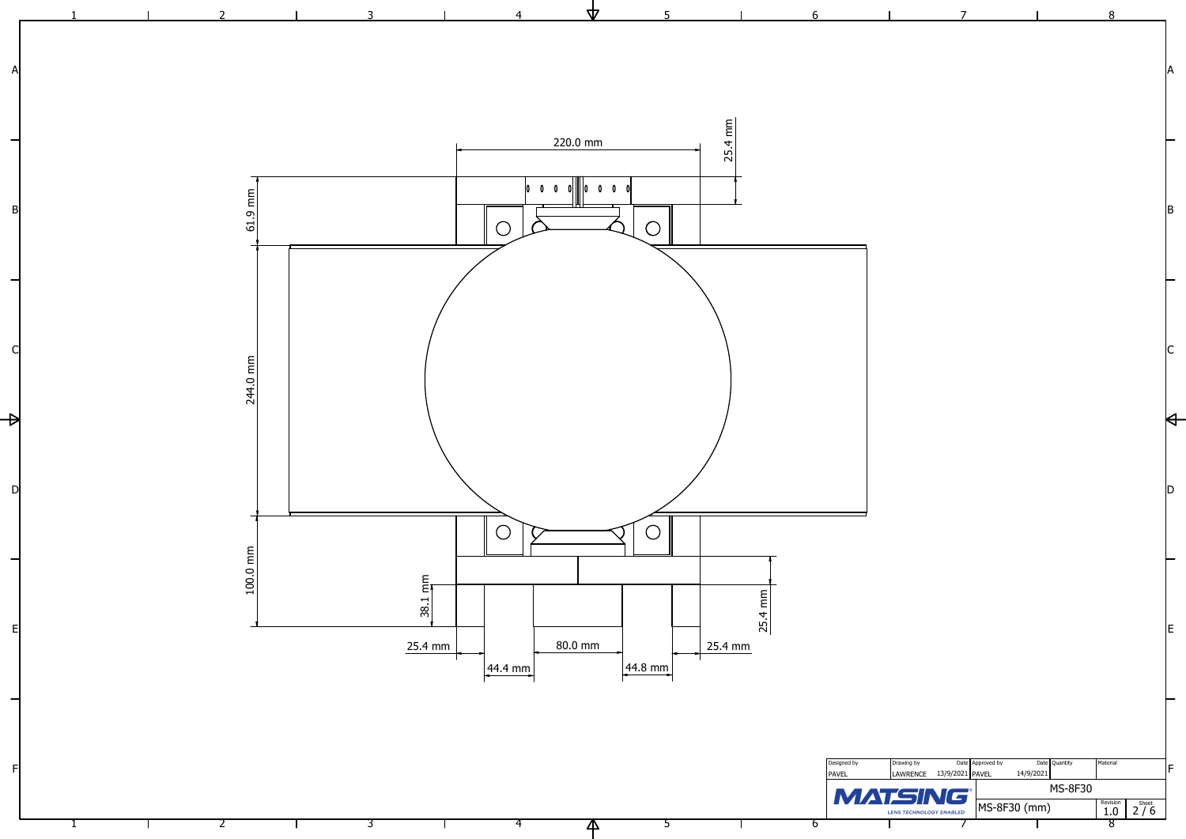220.0 mm

25.4 mm

61.9 mm

244.0 mm

100.0 mm

38.1 mm

25.4 mm

25.4 mm

80.0 mm

25.4 mm

44.4 mm

44.8 mm

| Designed by | Drawing by | Date | Approved by | Date | Quantity | Material |
|---|---|---|---|---|---|---|
| PAVEL | LAWRENCE | 13/9/2021 | PAVEL | 14/9/2021 | | |

**MATSING**® LENS TECHNOLOGY ENABLED

MS-8F30

MS-8F30 (mm)

Revision 1.0

Sheet 2 / 6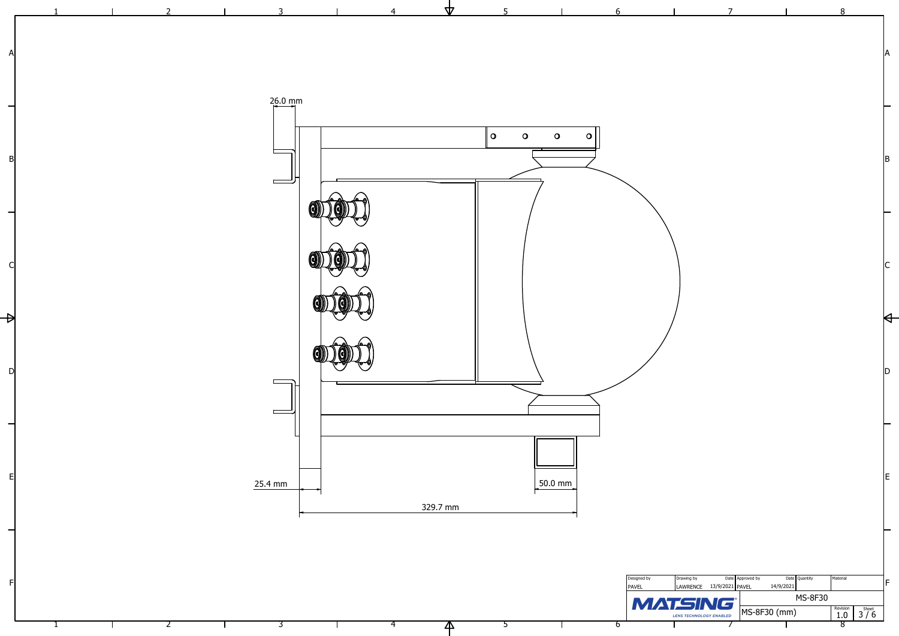26.0 mm

25.4 mm

50.0 mm

329.7 mm

| Designed by | Drawing by | Date | Approved by | Date | Quantity | Material |
| --- | --- | --- | --- | --- | --- | --- |
| PAVEL | LAWRENCE | 13/9/2021 | PAVEL | 14/9/2021 | | |

MATSING
LENS TECHNOLOGY ENABLED

MS-8F30

MS-8F30 (mm)

Revision 1.0

Sheet 3 / 6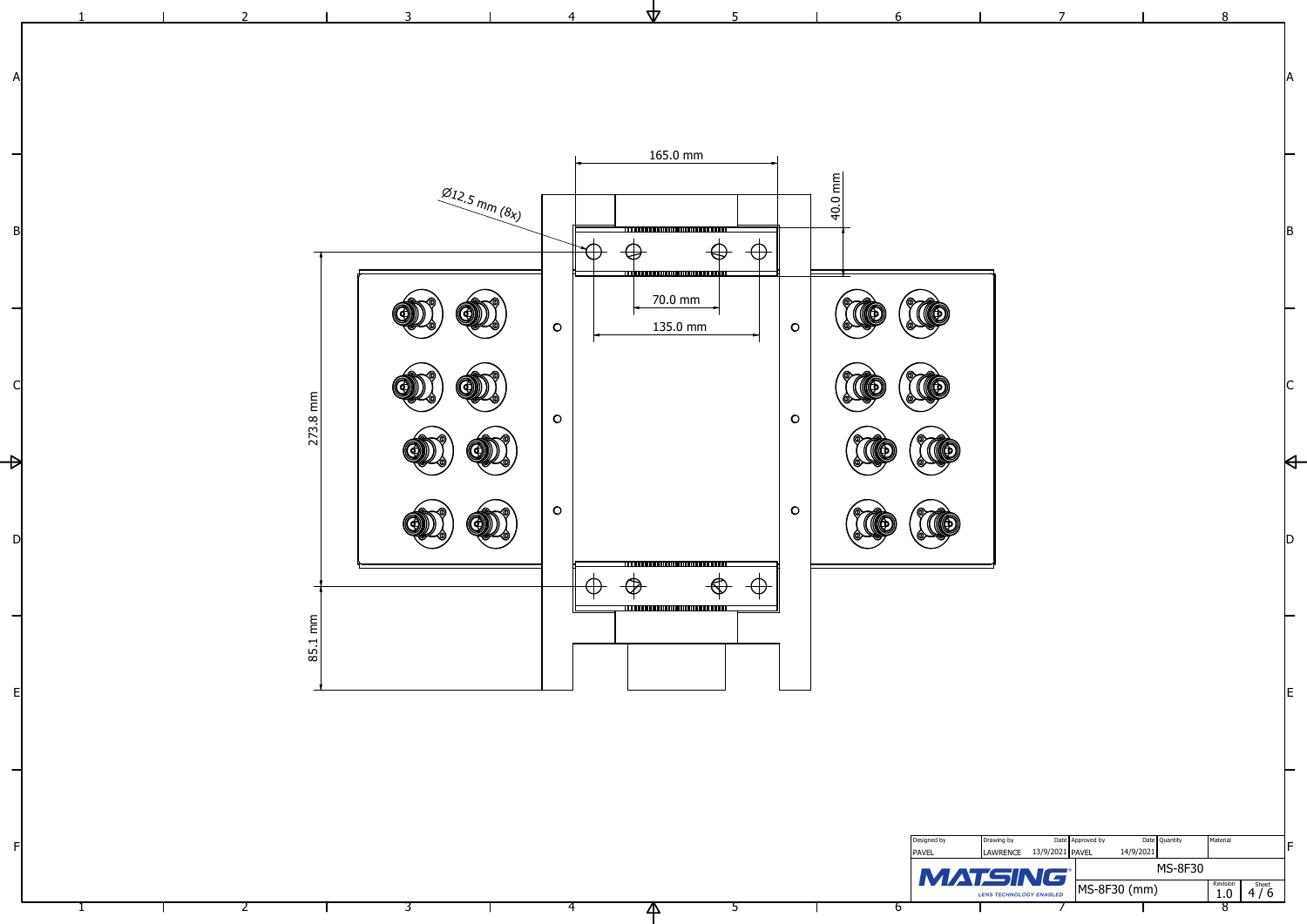165.0 mm

40.0 mm

Ø12.5 mm (8x)

70.0 mm

135.0 mm

273.8 mm

85.1 mm

| Designed by | Drawing by | Date | Approved by | Date | Quantity | Material |
|---|---|---|---|---|---|---|
| PAVEL | LAWRENCE | 13/9/2021 | PAVEL | 14/9/2021 | | |

**MATSING** LENS TECHNOLOGY ENABLED

MS-8F30

MS-8F30 (mm)

Revision 1.0

Sheet 4 / 6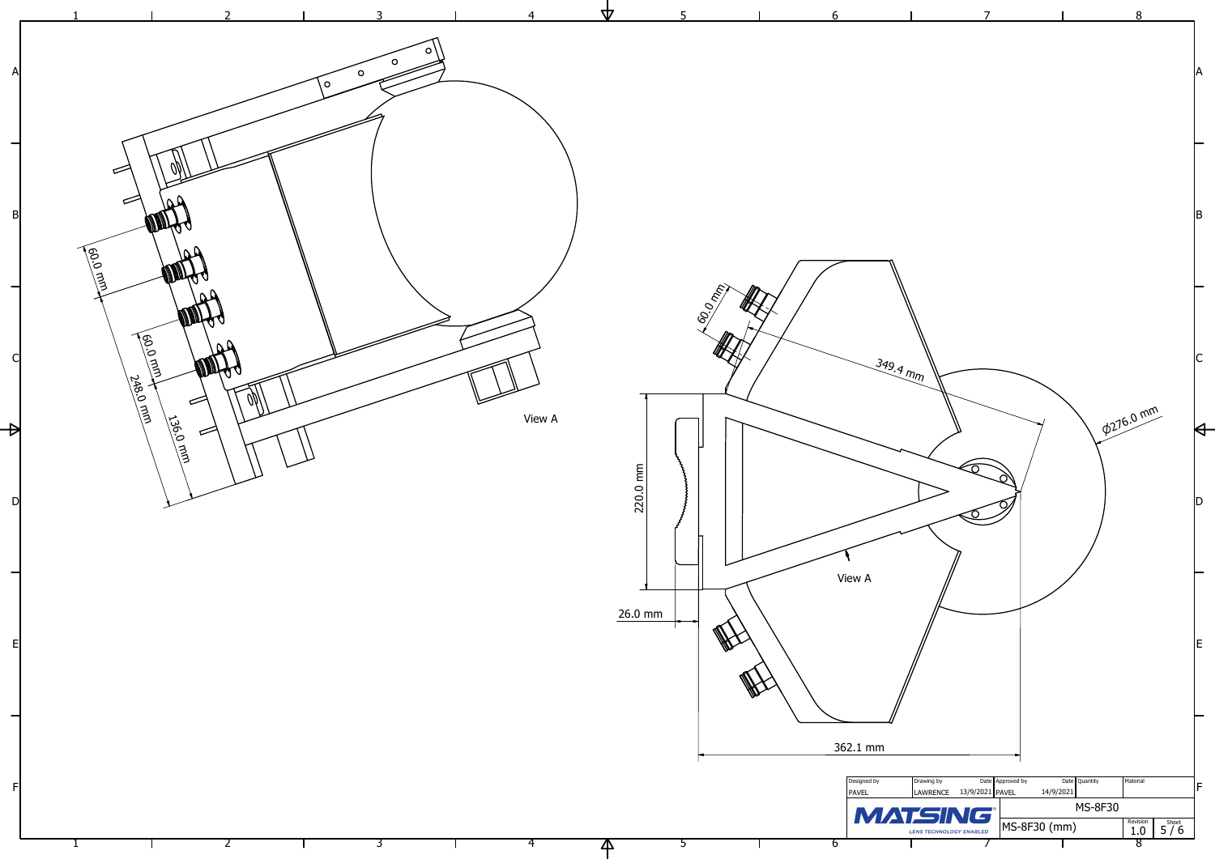60.0 mm

60.0 mm

248.0 mm

136.0 mm

View A

60.0 mm

349.4 mm

Ø276.0 mm

220.0 mm

View A

26.0 mm

362.1 mm

| Designed by | Drawing by | Date | Approved by | Date | Quantity | Material |
|---|---|---|---|---|---|---|
| PAVEL | LAWRENCE | 13/9/2021 | PAVEL | 14/9/2021 | | |

MATSING®
LENS TECHNOLOGY ENABLED

MS-8F30

MS-8F30 (mm)

Revision 1.0

Sheet 5 / 6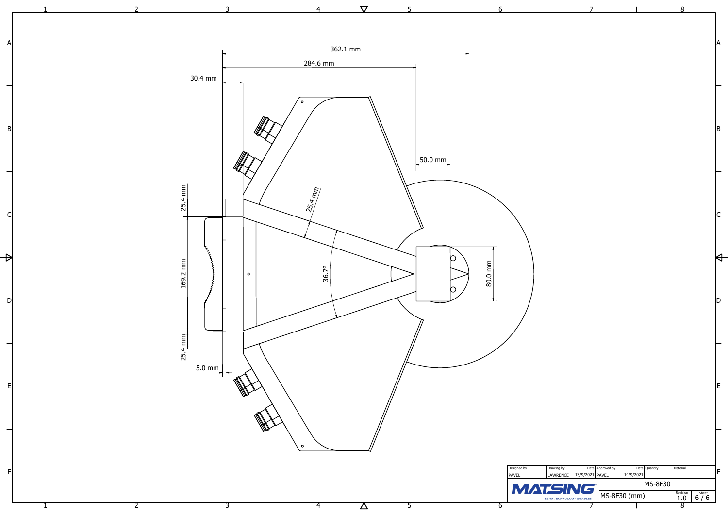362.1 mm

284.6 mm

30.4 mm

50.0 mm

25.4 mm

25.4 mm

36.7°

169.2 mm

80.0 mm

25.4 mm

5.0 mm

| Designed by | Drawing by | Date | Approved by | Date | Quantity | Material |
|---|---|---|---|---|---|---|
| PAVEL | LAWRENCE | 13/9/2021 | PAVEL | 14/9/2021 | | |

MATSING

LENS TECHNOLOGY ENABLED

MS-8F30

MS-8F30 (mm)

Revision 1.0

Sheet 6 / 6